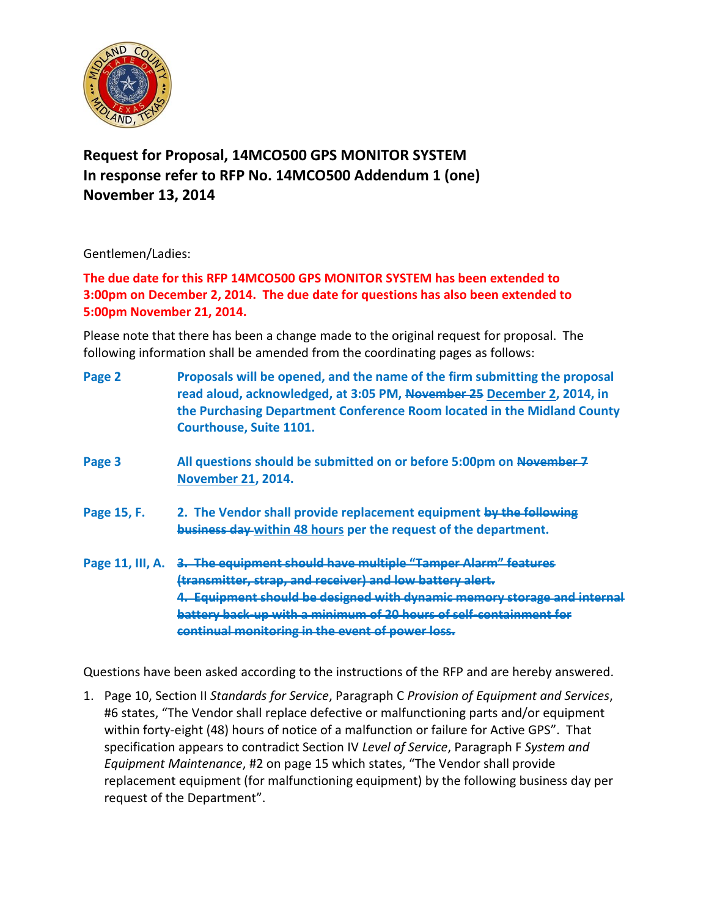**Request for Proposal, 14MCO500 GPS MONITOR SYSTEM**
**In response refer to RFP No. 14MCO500 Addendum 1 (one)**
**November 13, 2014**

Gentlemen/Ladies:

**The due date for this RFP 14MCO500 GPS MONITOR SYSTEM has been extended to 3:00pm on December 2, 2014. The due date for questions has also been extended to 5:00pm November 21, 2014.**

Please note that there has been a change made to the original request for proposal. The following information shall be amended from the coordinating pages as follows:

**Page 2** — **Proposals will be opened, and the name of the firm submitting the proposal read aloud, acknowledged, at 3:05 PM, ~~November 25~~ <u>December 2</u>, 2014, in the Purchasing Department Conference Room located in the Midland County Courthouse, Suite 1101.**

**Page 3** — **All questions should be submitted on or before 5:00pm on ~~November 7~~ <u>November 21</u>, 2014.**

**Page 15, F.** — **2. The Vendor shall provide replacement equipment ~~by the following business day~~ <u>within 48 hours</u> per the request of the department.**

**Page 11, III, A.** — **~~3. The equipment should have multiple "Tamper Alarm" features (transmitter, strap, and receiver) and low battery alert.~~**
**~~4. Equipment should be designed with dynamic memory storage and internal battery back-up with a minimum of 20 hours of self-containment for continual monitoring in the event of power loss.~~**

Questions have been asked according to the instructions of the RFP and are hereby answered.

1. Page 10, Section II *Standards for Service*, Paragraph C *Provision of Equipment and Services*, #6 states, "The Vendor shall replace defective or malfunctioning parts and/or equipment within forty-eight (48) hours of notice of a malfunction or failure for Active GPS". That specification appears to contradict Section IV *Level of Service*, Paragraph F *System and Equipment Maintenance*, #2 on page 15 which states, "The Vendor shall provide replacement equipment (for malfunctioning equipment) by the following business day per request of the Department".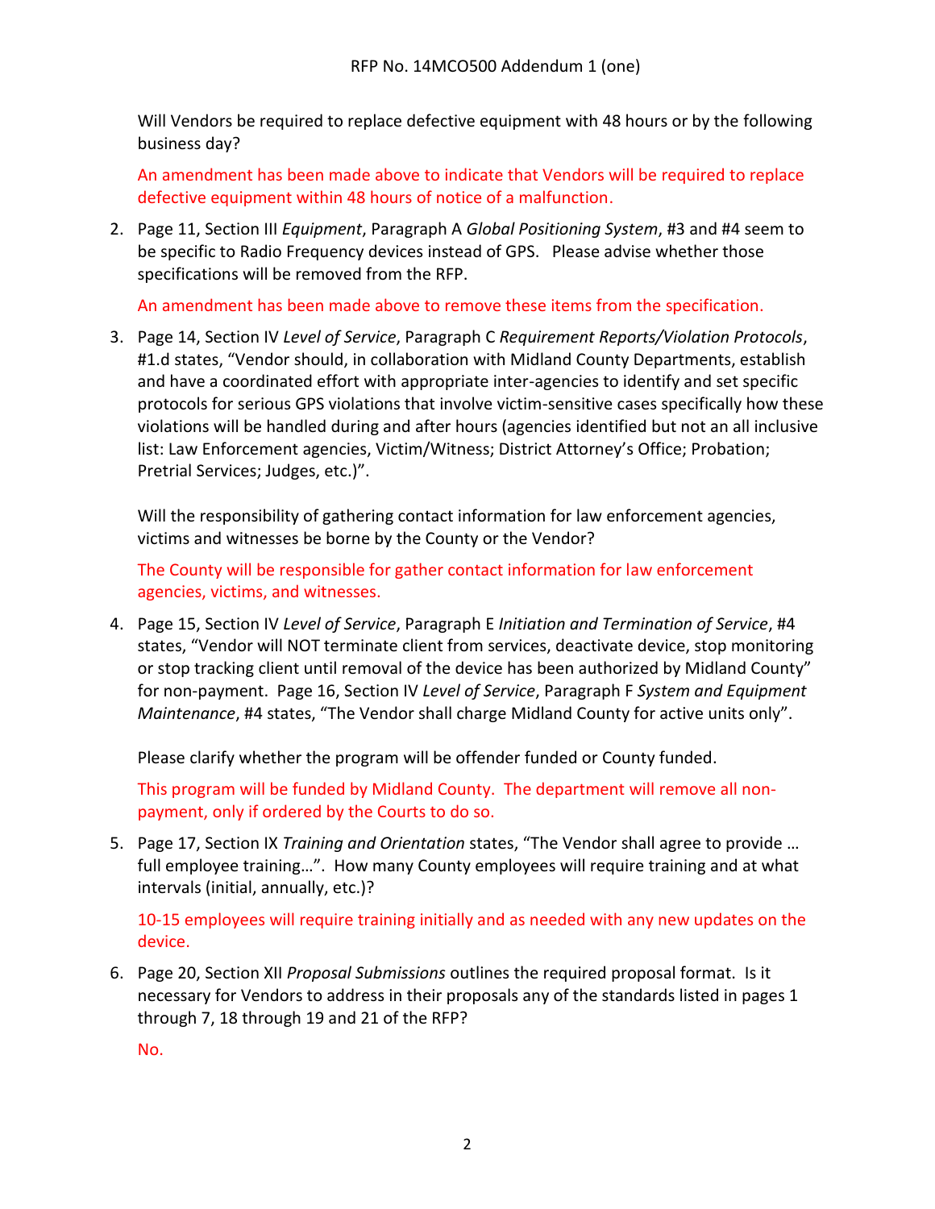Will Vendors be required to replace defective equipment with 48 hours or by the following business day?

An amendment has been made above to indicate that Vendors will be required to replace defective equipment within 48 hours of notice of a malfunction.

2. Page 11, Section III *Equipment*, Paragraph A *Global Positioning System*, #3 and #4 seem to be specific to Radio Frequency devices instead of GPS. Please advise whether those specifications will be removed from the RFP.

   An amendment has been made above to remove these items from the specification.

3. Page 14, Section IV *Level of Service*, Paragraph C *Requirement Reports/Violation Protocols*, #1.d states, "Vendor should, in collaboration with Midland County Departments, establish and have a coordinated effort with appropriate inter-agencies to identify and set specific protocols for serious GPS violations that involve victim-sensitive cases specifically how these violations will be handled during and after hours (agencies identified but not an all inclusive list: Law Enforcement agencies, Victim/Witness; District Attorney's Office; Probation; Pretrial Services; Judges, etc.)".

   Will the responsibility of gathering contact information for law enforcement agencies, victims and witnesses be borne by the County or the Vendor?

   The County will be responsible for gather contact information for law enforcement agencies, victims, and witnesses.

4. Page 15, Section IV *Level of Service*, Paragraph E *Initiation and Termination of Service*, #4 states, "Vendor will NOT terminate client from services, deactivate device, stop monitoring or stop tracking client until removal of the device has been authorized by Midland County" for non-payment. Page 16, Section IV *Level of Service*, Paragraph F *System and Equipment Maintenance*, #4 states, "The Vendor shall charge Midland County for active units only".

   Please clarify whether the program will be offender funded or County funded.

   This program will be funded by Midland County. The department will remove all non-payment, only if ordered by the Courts to do so.

5. Page 17, Section IX *Training and Orientation* states, "The Vendor shall agree to provide … full employee training…". How many County employees will require training and at what intervals (initial, annually, etc.)?

   10-15 employees will require training initially and as needed with any new updates on the device.

6. Page 20, Section XII *Proposal Submissions* outlines the required proposal format. Is it necessary for Vendors to address in their proposals any of the standards listed in pages 1 through 7, 18 through 19 and 21 of the RFP?

   No.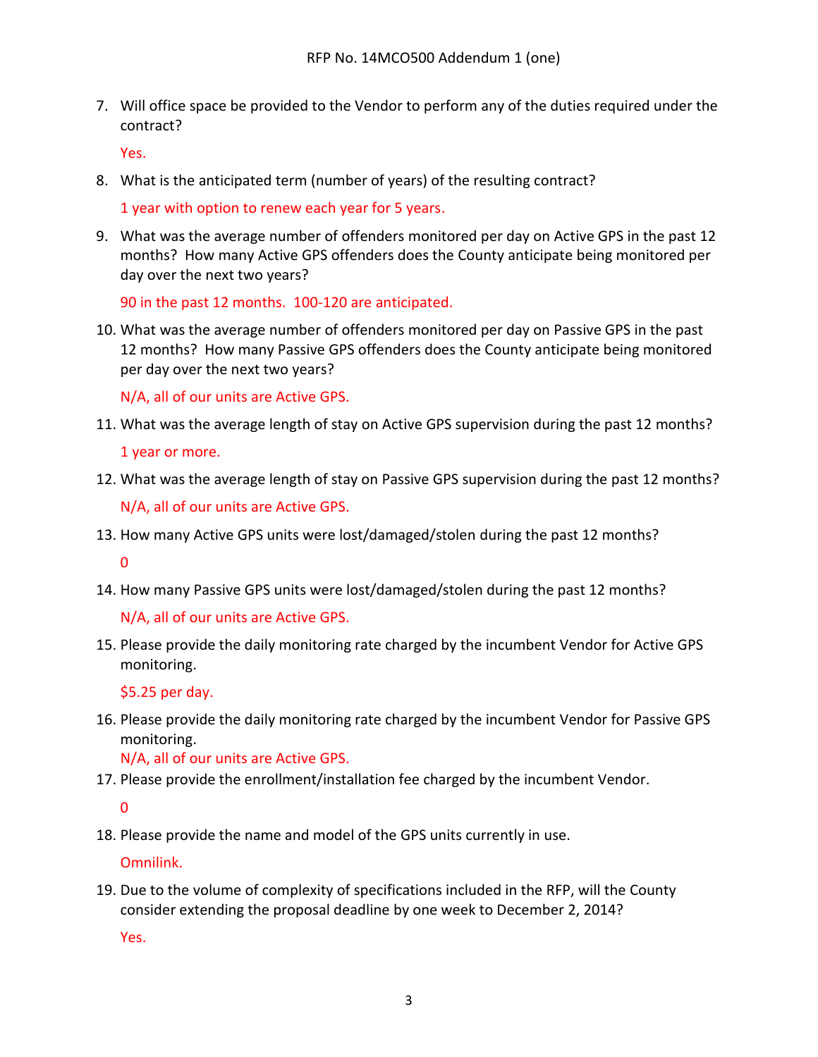7. Will office space be provided to the Vendor to perform any of the duties required under the contract?

   Yes.

8. What is the anticipated term (number of years) of the resulting contract?

   1 year with option to renew each year for 5 years.

9. What was the average number of offenders monitored per day on Active GPS in the past 12 months? How many Active GPS offenders does the County anticipate being monitored per day over the next two years?

   90 in the past 12 months. 100-120 are anticipated.

10. What was the average number of offenders monitored per day on Passive GPS in the past 12 months? How many Passive GPS offenders does the County anticipate being monitored per day over the next two years?

    N/A, all of our units are Active GPS.

11. What was the average length of stay on Active GPS supervision during the past 12 months?

    1 year or more.

12. What was the average length of stay on Passive GPS supervision during the past 12 months?

    N/A, all of our units are Active GPS.

13. How many Active GPS units were lost/damaged/stolen during the past 12 months?

    0

14. How many Passive GPS units were lost/damaged/stolen during the past 12 months?

    N/A, all of our units are Active GPS.

15. Please provide the daily monitoring rate charged by the incumbent Vendor for Active GPS monitoring.

    $5.25 per day.

16. Please provide the daily monitoring rate charged by the incumbent Vendor for Passive GPS monitoring.

    N/A, all of our units are Active GPS.

17. Please provide the enrollment/installation fee charged by the incumbent Vendor.

    0

18. Please provide the name and model of the GPS units currently in use.

    Omnilink.

19. Due to the volume of complexity of specifications included in the RFP, will the County consider extending the proposal deadline by one week to December 2, 2014?

    Yes.